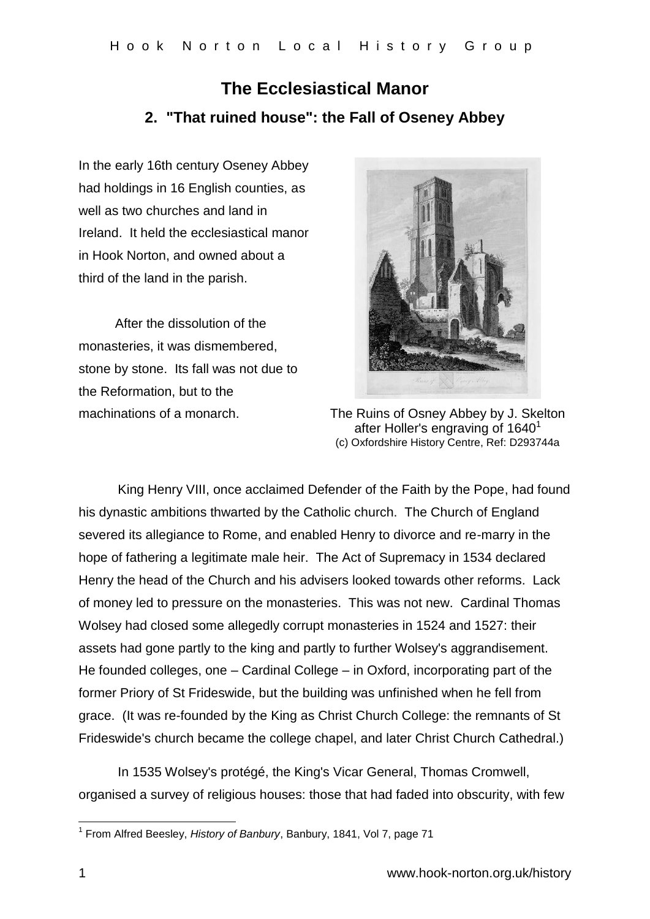# The Ecclesiastical Manor

## 2. "That ruined house": the Fall of Oseney Abbey

In the early 16th century Oseney Abbey had holdings in 16 English counties, as well as two churches and land in Ireland. It held the ecclesiastical manor in Hook Norton, and owned about a third of the land in the parish.

After the dissolution of the monasteries, it was dismembered, stone by stone. Its fall was not due to the Reformation, but to the machinations of a monarch.

The Ruins of Osney Abbey by J. Skelton after Holler's engraving of 1640[1]
(c) Oxfordshire History Centre, Ref: D293744a

King Henry VIII, once acclaimed Defender of the Faith by the Pope, had found his dynastic ambitions thwarted by the Catholic church. The Church of England severed its allegiance to Rome, and enabled Henry to divorce and re-marry in the hope of fathering a legitimate male heir. The Act of Supremacy in 1534 declared Henry the head of the Church and his advisers looked towards other reforms. Lack of money led to pressure on the monasteries. This was not new. Cardinal Thomas Wolsey had closed some allegedly corrupt monasteries in 1524 and 1527: their assets had gone partly to the king and partly to further Wolsey's aggrandisement. He founded colleges, one – Cardinal College – in Oxford, incorporating part of the former Priory of St Frideswide, but the building was unfinished when he fell from grace. (It was re-founded by the King as Christ Church College: the remnants of St Frideswide's church became the college chapel, and later Christ Church Cathedral.)

In 1535 Wolsey's protégé, the King's Vicar General, Thomas Cromwell, organised a survey of religious houses: those that had faded into obscurity, with few

---

[1] From Alfred Beesley, *History of Banbury*, Banbury, 1841, Vol 7, page 71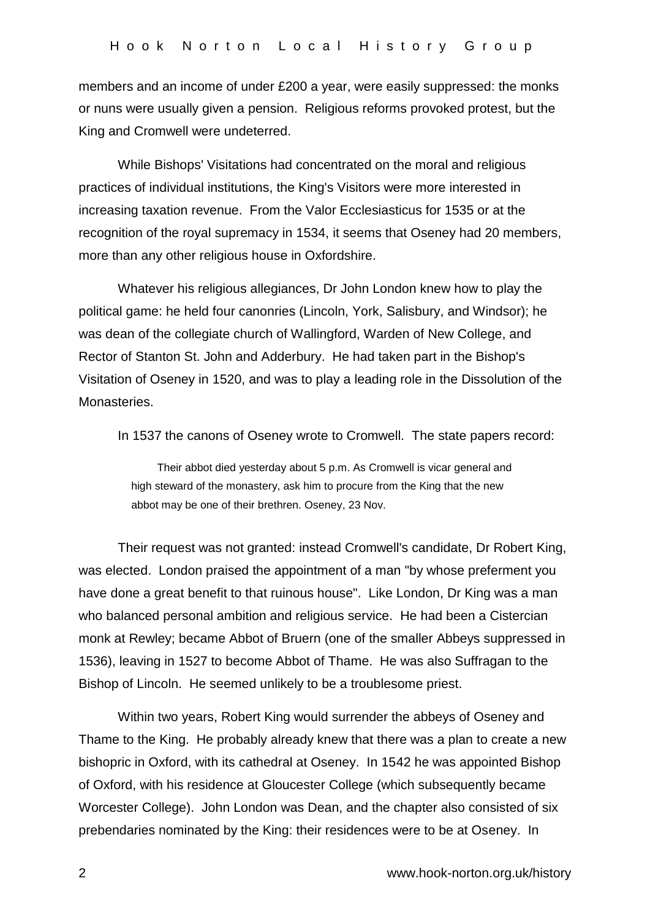members and an income of under £200 a year, were easily suppressed: the monks or nuns were usually given a pension. Religious reforms provoked protest, but the King and Cromwell were undeterred.

While Bishops' Visitations had concentrated on the moral and religious practices of individual institutions, the King's Visitors were more interested in increasing taxation revenue. From the Valor Ecclesiasticus for 1535 or at the recognition of the royal supremacy in 1534, it seems that Oseney had 20 members, more than any other religious house in Oxfordshire.

Whatever his religious allegiances, Dr John London knew how to play the political game: he held four canonries (Lincoln, York, Salisbury, and Windsor); he was dean of the collegiate church of Wallingford, Warden of New College, and Rector of Stanton St. John and Adderbury. He had taken part in the Bishop's Visitation of Oseney in 1520, and was to play a leading role in the Dissolution of the Monasteries.

In 1537 the canons of Oseney wrote to Cromwell. The state papers record:

> Their abbot died yesterday about 5 p.m. As Cromwell is vicar general and high steward of the monastery, ask him to procure from the King that the new abbot may be one of their brethren. Oseney, 23 Nov.

Their request was not granted: instead Cromwell's candidate, Dr Robert King, was elected. London praised the appointment of a man "by whose preferment you have done a great benefit to that ruinous house". Like London, Dr King was a man who balanced personal ambition and religious service. He had been a Cistercian monk at Rewley; became Abbot of Bruern (one of the smaller Abbeys suppressed in 1536), leaving in 1527 to become Abbot of Thame. He was also Suffragan to the Bishop of Lincoln. He seemed unlikely to be a troublesome priest.

Within two years, Robert King would surrender the abbeys of Oseney and Thame to the King. He probably already knew that there was a plan to create a new bishopric in Oxford, with its cathedral at Oseney. In 1542 he was appointed Bishop of Oxford, with his residence at Gloucester College (which subsequently became Worcester College). John London was Dean, and the chapter also consisted of six prebendaries nominated by the King: their residences were to be at Oseney. In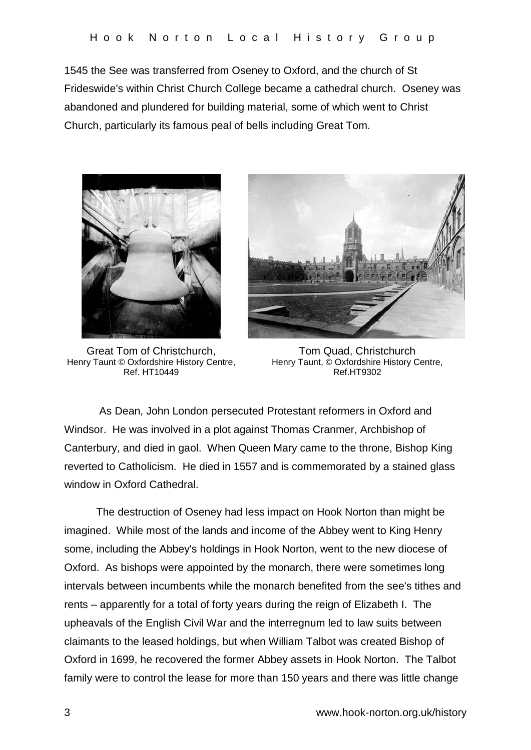1545 the See was transferred from Oseney to Oxford, and the church of St Frideswide's within Christ Church College became a cathedral church. Oseney was abandoned and plundered for building material, some of which went to Christ Church, particularly its famous peal of bells including Great Tom.

Great Tom of Christchurch,
Henry Taunt © Oxfordshire History Centre,
Ref. HT10449

Tom Quad, Christchurch
Henry Taunt, © Oxfordshire History Centre,
Ref.HT9302

As Dean, John London persecuted Protestant reformers in Oxford and Windsor. He was involved in a plot against Thomas Cranmer, Archbishop of Canterbury, and died in gaol. When Queen Mary came to the throne, Bishop King reverted to Catholicism. He died in 1557 and is commemorated by a stained glass window in Oxford Cathedral.

The destruction of Oseney had less impact on Hook Norton than might be imagined. While most of the lands and income of the Abbey went to King Henry some, including the Abbey's holdings in Hook Norton, went to the new diocese of Oxford. As bishops were appointed by the monarch, there were sometimes long intervals between incumbents while the monarch benefited from the see's tithes and rents – apparently for a total of forty years during the reign of Elizabeth I. The upheavals of the English Civil War and the interregnum led to law suits between claimants to the leased holdings, but when William Talbot was created Bishop of Oxford in 1699, he recovered the former Abbey assets in Hook Norton. The Talbot family were to control the lease for more than 150 years and there was little change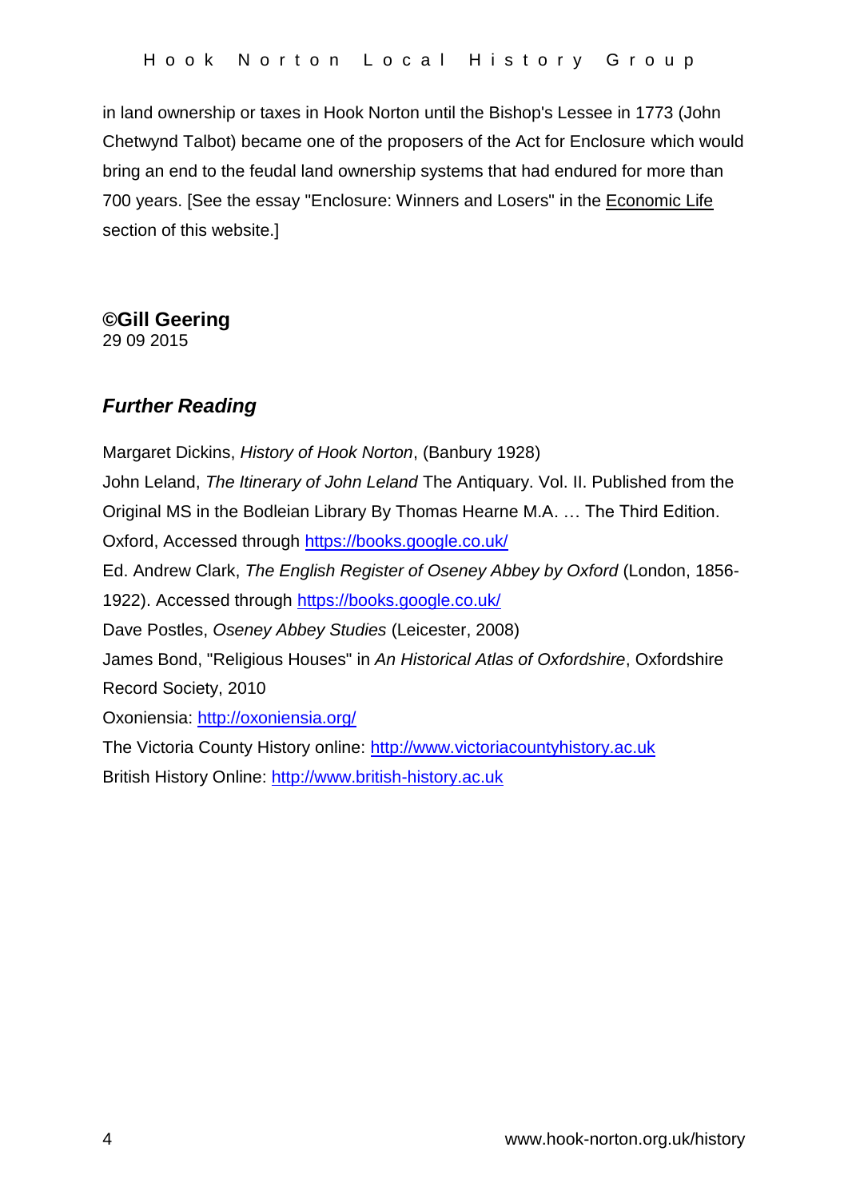in land ownership or taxes in Hook Norton until the Bishop's Lessee in 1773 (John Chetwynd Talbot) became one of the proposers of the Act for Enclosure which would bring an end to the feudal land ownership systems that had endured for more than 700 years. [See the essay "Enclosure: Winners and Losers" in the Economic Life section of this website.]

**©Gill Geering**
29 09 2015

## *Further Reading*

Margaret Dickins, *History of Hook Norton*, (Banbury 1928)
John Leland, *The Itinerary of John Leland* The Antiquary. Vol. II. Published from the Original MS in the Bodleian Library By Thomas Hearne M.A. … The Third Edition. Oxford, Accessed through https://books.google.co.uk/
Ed. Andrew Clark, *The English Register of Oseney Abbey by Oxford* (London, 1856-1922). Accessed through https://books.google.co.uk/
Dave Postles, *Oseney Abbey Studies* (Leicester, 2008)
James Bond, "Religious Houses" in *An Historical Atlas of Oxfordshire*, Oxfordshire Record Society, 2010
Oxoniensia: http://oxoniensia.org/
The Victoria County History online: http://www.victoriacountyhistory.ac.uk
British History Online: http://www.british-history.ac.uk